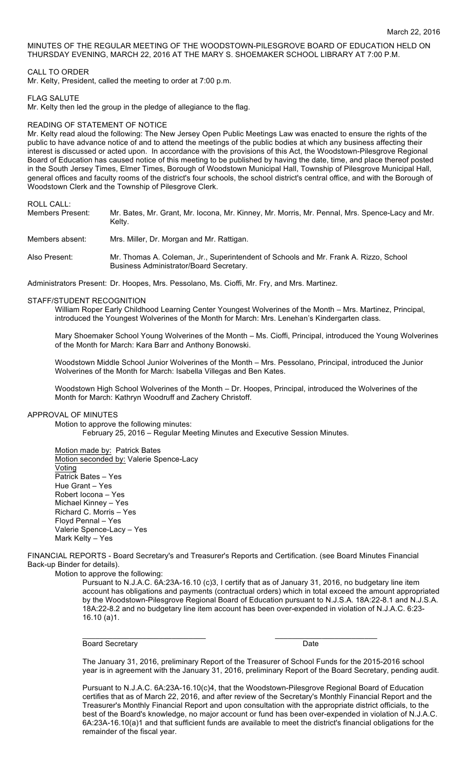March 22, 2016

MINUTES OF THE REGULAR MEETING OF THE WOODSTOWN-PILESGROVE BOARD OF EDUCATION HELD ON THURSDAY EVENING, MARCH 22, 2016 AT THE MARY S. SHOEMAKER SCHOOL LIBRARY AT 7:00 P.M.

CALL TO ORDER

Mr. Kelty, President, called the meeting to order at 7:00 p.m.

FLAG SALUTE

Mr. Kelty then led the group in the pledge of allegiance to the flag.

READING OF STATEMENT OF NOTICE

Mr. Kelty read aloud the following: The New Jersey Open Public Meetings Law was enacted to ensure the rights of the public to have advance notice of and to attend the meetings of the public bodies at which any business affecting their interest is discussed or acted upon. In accordance with the provisions of this Act, the Woodstown-Pilesgrove Regional Board of Education has caused notice of this meeting to be published by having the date, time, and place thereof posted in the South Jersey Times, Elmer Times, Borough of Woodstown Municipal Hall, Township of Pilesgrove Municipal Hall, general offices and faculty rooms of the district's four schools, the school district's central office, and with the Borough of Woodstown Clerk and the Township of Pilesgrove Clerk.

ROLL CALL:

Members Present: Mr. Bates, Mr. Grant, Mr. Iocona, Mr. Kinney, Mr. Morris, Mr. Pennal, Mrs. Spence-Lacy and Mr. Kelty.

Members absent: Mrs. Miller, Dr. Morgan and Mr. Rattigan.

Also Present: Mr. Thomas A. Coleman, Jr., Superintendent of Schools and Mr. Frank A. Rizzo, School Business Administrator/Board Secretary.

Administrators Present: Dr. Hoopes, Mrs. Pessolano, Ms. Cioffi, Mr. Fry, and Mrs. Martinez.

STAFF/STUDENT RECOGNITION

William Roper Early Childhood Learning Center Youngest Wolverines of the Month – Mrs. Martinez, Principal, introduced the Youngest Wolverines of the Month for March: Mrs. Lenehan's Kindergarten class.

Mary Shoemaker School Young Wolverines of the Month – Ms. Cioffi, Principal, introduced the Young Wolverines of the Month for March: Kara Barr and Anthony Bonowski.

Woodstown Middle School Junior Wolverines of the Month – Mrs. Pessolano, Principal, introduced the Junior Wolverines of the Month for March: Isabella Villegas and Ben Kates.

Woodstown High School Wolverines of the Month – Dr. Hoopes, Principal, introduced the Wolverines of the Month for March: Kathryn Woodruff and Zachery Christoff.

APPROVAL OF MINUTES

Motion to approve the following minutes:

February 25, 2016 – Regular Meeting Minutes and Executive Session Minutes.

Motion made by: Patrick Bates
Motion seconded by: Valerie Spence-Lacy
Voting
Patrick Bates – Yes
Hue Grant – Yes
Robert Iocona – Yes
Michael Kinney – Yes
Richard C. Morris – Yes
Floyd Pennal – Yes
Valerie Spence-Lacy – Yes
Mark Kelty – Yes

FINANCIAL REPORTS - Board Secretary's and Treasurer's Reports and Certification. (see Board Minutes Financial Back-up Binder for details).

Motion to approve the following:

Pursuant to N.J.A.C. 6A:23A-16.10 (c)3, I certify that as of January 31, 2016, no budgetary line item account has obligations and payments (contractual orders) which in total exceed the amount appropriated by the Woodstown-Pilesgrove Regional Board of Education pursuant to N.J.S.A. 18A:22-8.1 and N.J.S.A. 18A:22-8.2 and no budgetary line item account has been over-expended in violation of N.J.A.C. 6:23-16.10 (a)1.

\_\_\_\_\_\_\_\_\_\_\_\_\_\_\_\_\_\_\_\_\_\_\_\_\_\_\_\_\_\_ \_\_\_\_\_\_\_\_\_\_\_\_\_\_\_\_\_\_\_\_\_\_\_\_
Board Secretary Date

The January 31, 2016, preliminary Report of the Treasurer of School Funds for the 2015-2016 school year is in agreement with the January 31, 2016, preliminary Report of the Board Secretary, pending audit.

Pursuant to N.J.A.C. 6A:23A-16.10(c)4, that the Woodstown-Pilesgrove Regional Board of Education certifies that as of March 22, 2016, and after review of the Secretary's Monthly Financial Report and the Treasurer's Monthly Financial Report and upon consultation with the appropriate district officials, to the best of the Board's knowledge, no major account or fund has been over-expended in violation of N.J.A.C. 6A:23A-16.10(a)1 and that sufficient funds are available to meet the district's financial obligations for the remainder of the fiscal year.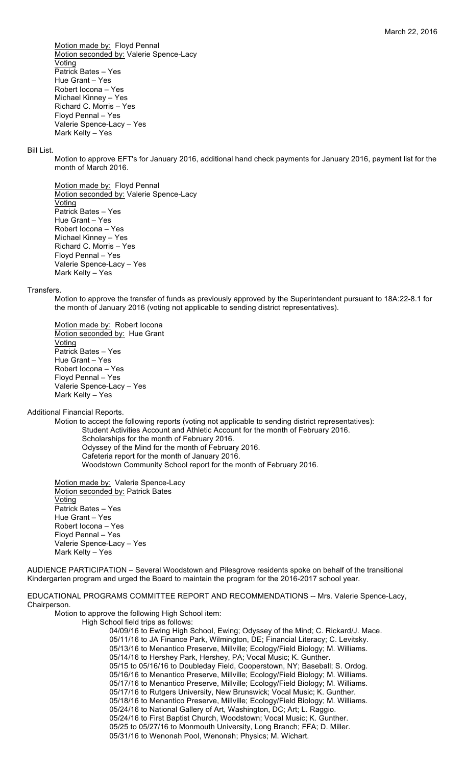Motion made by: Floyd Pennal
Motion seconded by: Valerie Spence-Lacy
Voting
Patrick Bates – Yes
Hue Grant – Yes
Robert Iocona – Yes
Michael Kinney – Yes
Richard C. Morris – Yes
Floyd Pennal – Yes
Valerie Spence-Lacy – Yes
Mark Kelty – Yes

Bill List.

Motion to approve EFT's for January 2016, additional hand check payments for January 2016, payment list for the month of March 2016.

Motion made by: Floyd Pennal
Motion seconded by: Valerie Spence-Lacy
Voting
Patrick Bates – Yes
Hue Grant – Yes
Robert Iocona – Yes
Michael Kinney – Yes
Richard C. Morris – Yes
Floyd Pennal – Yes
Valerie Spence-Lacy – Yes
Mark Kelty – Yes

Transfers.

Motion to approve the transfer of funds as previously approved by the Superintendent pursuant to 18A:22-8.1 for the month of January 2016 (voting not applicable to sending district representatives).

Motion made by: Robert Iocona
Motion seconded by: Hue Grant
Voting
Patrick Bates – Yes
Hue Grant – Yes
Robert Iocona – Yes
Floyd Pennal – Yes
Valerie Spence-Lacy – Yes
Mark Kelty – Yes

Additional Financial Reports.

Motion to accept the following reports (voting not applicable to sending district representatives):
- Student Activities Account and Athletic Account for the month of February 2016.
- Scholarships for the month of February 2016.
- Odyssey of the Mind for the month of February 2016.
- Cafeteria report for the month of January 2016.
- Woodstown Community School report for the month of February 2016.

Motion made by: Valerie Spence-Lacy
Motion seconded by: Patrick Bates
Voting
Patrick Bates – Yes
Hue Grant – Yes
Robert Iocona – Yes
Floyd Pennal – Yes
Valerie Spence-Lacy – Yes
Mark Kelty – Yes

AUDIENCE PARTICIPATION – Several Woodstown and Pilesgrove residents spoke on behalf of the transitional Kindergarten program and urged the Board to maintain the program for the 2016-2017 school year.

EDUCATIONAL PROGRAMS COMMITTEE REPORT AND RECOMMENDATIONS -- Mrs. Valerie Spence-Lacy, Chairperson.

Motion to approve the following High School item:

High School field trips as follows:
- 04/09/16 to Ewing High School, Ewing; Odyssey of the Mind; C. Rickard/J. Mace.
- 05/11/16 to JA Finance Park, Wilmington, DE; Financial Literacy; C. Levitsky.
- 05/13/16 to Menantico Preserve, Millville; Ecology/Field Biology; M. Williams.
- 05/14/16 to Hershey Park, Hershey, PA; Vocal Music; K. Gunther.
- 05/15 to 05/16/16 to Doubleday Field, Cooperstown, NY; Baseball; S. Ordog.
- 05/16/16 to Menantico Preserve, Millville; Ecology/Field Biology; M. Williams.
- 05/17/16 to Menantico Preserve, Millville; Ecology/Field Biology; M. Williams.
- 05/17/16 to Rutgers University, New Brunswick; Vocal Music; K. Gunther.
- 05/18/16 to Menantico Preserve, Millville; Ecology/Field Biology; M. Williams.
- 05/24/16 to National Gallery of Art, Washington, DC; Art; L. Raggio.
- 05/24/16 to First Baptist Church, Woodstown; Vocal Music; K. Gunther.
- 05/25 to 05/27/16 to Monmouth University, Long Branch; FFA; D. Miller.
- 05/31/16 to Wenonah Pool, Wenonah; Physics; M. Wichart.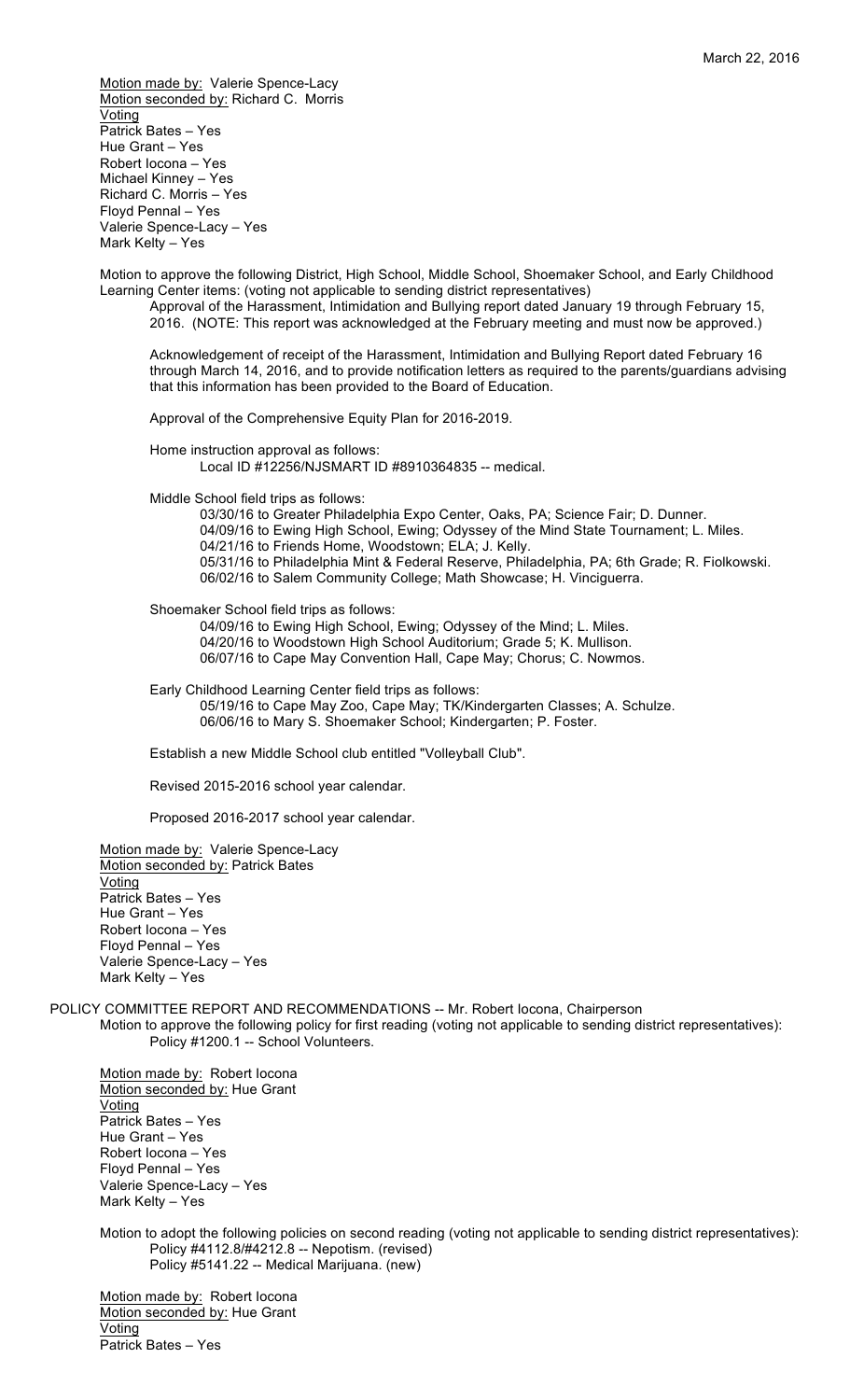Motion made by: Valerie Spence-Lacy
Motion seconded by: Richard C. Morris
Voting
Patrick Bates – Yes
Hue Grant – Yes
Robert Iocona – Yes
Michael Kinney – Yes
Richard C. Morris – Yes
Floyd Pennal – Yes
Valerie Spence-Lacy – Yes
Mark Kelty – Yes

Motion to approve the following District, High School, Middle School, Shoemaker School, and Early Childhood Learning Center items: (voting not applicable to sending district representatives)

Approval of the Harassment, Intimidation and Bullying report dated January 19 through February 15, 2016. (NOTE: This report was acknowledged at the February meeting and must now be approved.)

Acknowledgement of receipt of the Harassment, Intimidation and Bullying Report dated February 16 through March 14, 2016, and to provide notification letters as required to the parents/guardians advising that this information has been provided to the Board of Education.

Approval of the Comprehensive Equity Plan for 2016-2019.

Home instruction approval as follows:
Local ID #12256/NJSMART ID #8910364835 -- medical.

Middle School field trips as follows:
03/30/16 to Greater Philadelphia Expo Center, Oaks, PA; Science Fair; D. Dunner.
04/09/16 to Ewing High School, Ewing; Odyssey of the Mind State Tournament; L. Miles.
04/21/16 to Friends Home, Woodstown; ELA; J. Kelly.
05/31/16 to Philadelphia Mint & Federal Reserve, Philadelphia, PA; 6th Grade; R. Fiolkowski.
06/02/16 to Salem Community College; Math Showcase; H. Vinciguerra.

Shoemaker School field trips as follows:
04/09/16 to Ewing High School, Ewing; Odyssey of the Mind; L. Miles.
04/20/16 to Woodstown High School Auditorium; Grade 5; K. Mullison.
06/07/16 to Cape May Convention Hall, Cape May; Chorus; C. Nowmos.

Early Childhood Learning Center field trips as follows:
05/19/16 to Cape May Zoo, Cape May; TK/Kindergarten Classes; A. Schulze.
06/06/16 to Mary S. Shoemaker School; Kindergarten; P. Foster.

Establish a new Middle School club entitled "Volleyball Club".

Revised 2015-2016 school year calendar.

Proposed 2016-2017 school year calendar.

Motion made by: Valerie Spence-Lacy
Motion seconded by: Patrick Bates
Voting
Patrick Bates – Yes
Hue Grant – Yes
Robert Iocona – Yes
Floyd Pennal – Yes
Valerie Spence-Lacy – Yes
Mark Kelty – Yes

POLICY COMMITTEE REPORT AND RECOMMENDATIONS -- Mr. Robert Iocona, Chairperson

Motion to approve the following policy for first reading (voting not applicable to sending district representatives):
Policy #1200.1 -- School Volunteers.

Motion made by: Robert Iocona
Motion seconded by: Hue Grant
Voting
Patrick Bates – Yes
Hue Grant – Yes
Robert Iocona – Yes
Floyd Pennal – Yes
Valerie Spence-Lacy – Yes
Mark Kelty – Yes

Motion to adopt the following policies on second reading (voting not applicable to sending district representatives):
Policy #4112.8/#4212.8 -- Nepotism. (revised)
Policy #5141.22 -- Medical Marijuana. (new)

Motion made by: Robert Iocona
Motion seconded by: Hue Grant
Voting
Patrick Bates – Yes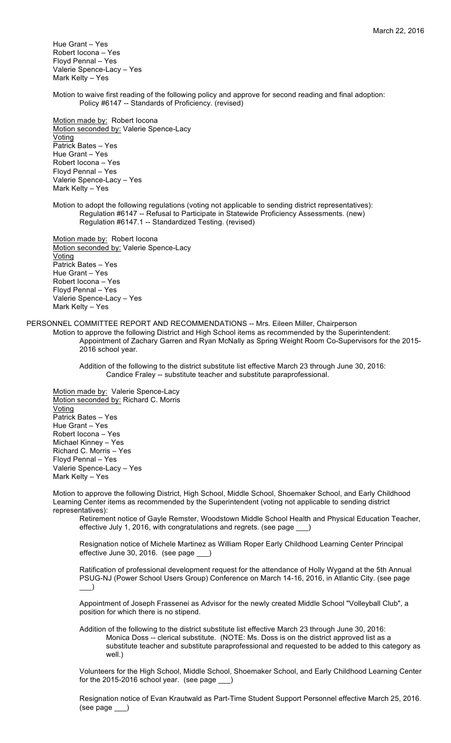Hue Grant – Yes
Robert Iocona – Yes
Floyd Pennal – Yes
Valerie Spence-Lacy – Yes
Mark Kelty – Yes

Motion to waive first reading of the following policy and approve for second reading and final adoption:
Policy #6147 -- Standards of Proficiency. (revised)

Motion made by: Robert Iocona
Motion seconded by: Valerie Spence-Lacy
Voting
Patrick Bates – Yes
Hue Grant – Yes
Robert Iocona – Yes
Floyd Pennal – Yes
Valerie Spence-Lacy – Yes
Mark Kelty – Yes

Motion to adopt the following regulations (voting not applicable to sending district representatives):
Regulation #6147 -- Refusal to Participate in Statewide Proficiency Assessments. (new)
Regulation #6147.1 -- Standardized Testing. (revised)

Motion made by: Robert Iocona
Motion seconded by: Valerie Spence-Lacy
Voting
Patrick Bates – Yes
Hue Grant – Yes
Robert Iocona – Yes
Floyd Pennal – Yes
Valerie Spence-Lacy – Yes
Mark Kelty – Yes

PERSONNEL COMMITTEE REPORT AND RECOMMENDATIONS -- Mrs. Eileen Miller, Chairperson

Motion to approve the following District and High School items as recommended by the Superintendent:
Appointment of Zachary Garren and Ryan McNally as Spring Weight Room Co-Supervisors for the 2015-2016 school year.

Addition of the following to the district substitute list effective March 23 through June 30, 2016:
Candice Fraley -- substitute teacher and substitute paraprofessional.

Motion made by: Valerie Spence-Lacy
Motion seconded by: Richard C. Morris
Voting
Patrick Bates – Yes
Hue Grant – Yes
Robert Iocona – Yes
Michael Kinney – Yes
Richard C. Morris – Yes
Floyd Pennal – Yes
Valerie Spence-Lacy – Yes
Mark Kelty – Yes

Motion to approve the following District, High School, Middle School, Shoemaker School, and Early Childhood Learning Center items as recommended by the Superintendent (voting not applicable to sending district representatives):

Retirement notice of Gayle Remster, Woodstown Middle School Health and Physical Education Teacher, effective July 1, 2016, with congratulations and regrets. (see page ___)

Resignation notice of Michele Martinez as William Roper Early Childhood Learning Center Principal effective June 30, 2016. (see page ___)

Ratification of professional development request for the attendance of Holly Wygand at the 5th Annual PSUG-NJ (Power School Users Group) Conference on March 14-16, 2016, in Atlantic City. (see page ___)

Appointment of Joseph Frassenei as Advisor for the newly created Middle School "Volleyball Club", a position for which there is no stipend.

Addition of the following to the district substitute list effective March 23 through June 30, 2016:
Monica Doss -- clerical substitute. (NOTE: Ms. Doss is on the district approved list as a substitute teacher and substitute paraprofessional and requested to be added to this category as well.)

Volunteers for the High School, Middle School, Shoemaker School, and Early Childhood Learning Center for the 2015-2016 school year. (see page ___)

Resignation notice of Evan Krautwald as Part-Time Student Support Personnel effective March 25, 2016. (see page ___)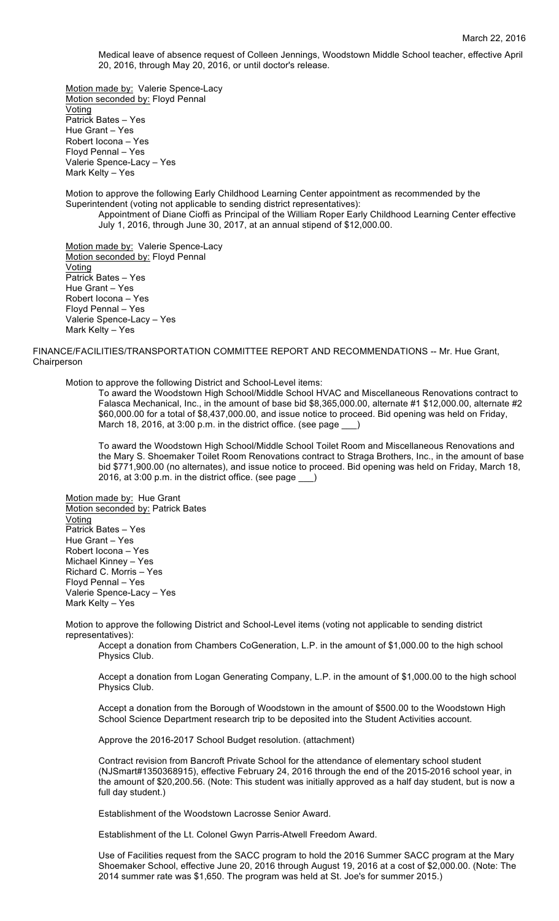Medical leave of absence request of Colleen Jennings, Woodstown Middle School teacher, effective April 20, 2016, through May 20, 2016, or until doctor's release.

Motion made by: Valerie Spence-Lacy
Motion seconded by: Floyd Pennal
Voting
Patrick Bates – Yes
Hue Grant – Yes
Robert Iocona – Yes
Floyd Pennal – Yes
Valerie Spence-Lacy – Yes
Mark Kelty – Yes

Motion to approve the following Early Childhood Learning Center appointment as recommended by the Superintendent (voting not applicable to sending district representatives):

Appointment of Diane Cioffi as Principal of the William Roper Early Childhood Learning Center effective July 1, 2016, through June 30, 2017, at an annual stipend of $12,000.00.

Motion made by: Valerie Spence-Lacy
Motion seconded by: Floyd Pennal
Voting
Patrick Bates – Yes
Hue Grant – Yes
Robert Iocona – Yes
Floyd Pennal – Yes
Valerie Spence-Lacy – Yes
Mark Kelty – Yes

FINANCE/FACILITIES/TRANSPORTATION COMMITTEE REPORT AND RECOMMENDATIONS -- Mr. Hue Grant, Chairperson

Motion to approve the following District and School-Level items:

To award the Woodstown High School/Middle School HVAC and Miscellaneous Renovations contract to Falasca Mechanical, Inc., in the amount of base bid $8,365,000.00, alternate #1 $12,000.00, alternate #2 $60,000.00 for a total of $8,437,000.00, and issue notice to proceed. Bid opening was held on Friday, March 18, 2016, at 3:00 p.m. in the district office. (see page ___)

To award the Woodstown High School/Middle School Toilet Room and Miscellaneous Renovations and the Mary S. Shoemaker Toilet Room Renovations contract to Straga Brothers, Inc., in the amount of base bid $771,900.00 (no alternates), and issue notice to proceed. Bid opening was held on Friday, March 18, 2016, at 3:00 p.m. in the district office. (see page ___)

Motion made by: Hue Grant
Motion seconded by: Patrick Bates
Voting
Patrick Bates – Yes
Hue Grant – Yes
Robert Iocona – Yes
Michael Kinney – Yes
Richard C. Morris – Yes
Floyd Pennal – Yes
Valerie Spence-Lacy – Yes
Mark Kelty – Yes

Motion to approve the following District and School-Level items (voting not applicable to sending district representatives):

Accept a donation from Chambers CoGeneration, L.P. in the amount of $1,000.00 to the high school Physics Club.

Accept a donation from Logan Generating Company, L.P. in the amount of $1,000.00 to the high school Physics Club.

Accept a donation from the Borough of Woodstown in the amount of $500.00 to the Woodstown High School Science Department research trip to be deposited into the Student Activities account.

Approve the 2016-2017 School Budget resolution. (attachment)

Contract revision from Bancroft Private School for the attendance of elementary school student (NJSmart#1350368915), effective February 24, 2016 through the end of the 2015-2016 school year, in the amount of $20,200.56. (Note: This student was initially approved as a half day student, but is now a full day student.)

Establishment of the Woodstown Lacrosse Senior Award.

Establishment of the Lt. Colonel Gwyn Parris-Atwell Freedom Award.

Use of Facilities request from the SACC program to hold the 2016 Summer SACC program at the Mary Shoemaker School, effective June 20, 2016 through August 19, 2016 at a cost of $2,000.00. (Note: The 2014 summer rate was $1,650. The program was held at St. Joe's for summer 2015.)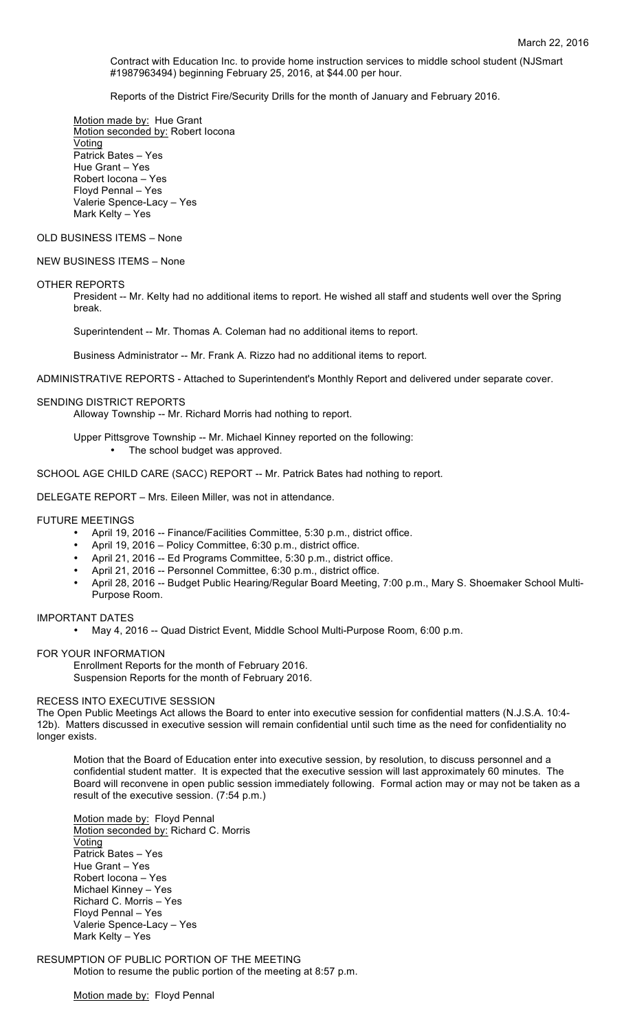Contract with Education Inc. to provide home instruction services to middle school student (NJSmart #1987963494) beginning February 25, 2016, at $44.00 per hour.

Reports of the District Fire/Security Drills for the month of January and February 2016.

Motion made by: Hue Grant
Motion seconded by: Robert Iocona
Voting
Patrick Bates – Yes
Hue Grant – Yes
Robert Iocona – Yes
Floyd Pennal – Yes
Valerie Spence-Lacy – Yes
Mark Kelty – Yes

OLD BUSINESS ITEMS – None

NEW BUSINESS ITEMS – None

OTHER REPORTS

President -- Mr. Kelty had no additional items to report. He wished all staff and students well over the Spring break.

Superintendent -- Mr. Thomas A. Coleman had no additional items to report.

Business Administrator -- Mr. Frank A. Rizzo had no additional items to report.

ADMINISTRATIVE REPORTS - Attached to Superintendent's Monthly Report and delivered under separate cover.

SENDING DISTRICT REPORTS

Alloway Township -- Mr. Richard Morris had nothing to report.

Upper Pittsgrove Township -- Mr. Michael Kinney reported on the following:

- The school budget was approved.

SCHOOL AGE CHILD CARE (SACC) REPORT -- Mr. Patrick Bates had nothing to report.

DELEGATE REPORT – Mrs. Eileen Miller, was not in attendance.

FUTURE MEETINGS

- April 19, 2016 -- Finance/Facilities Committee, 5:30 p.m., district office.
- April 19, 2016 – Policy Committee, 6:30 p.m., district office.
- April 21, 2016 -- Ed Programs Committee, 5:30 p.m., district office.
- April 21, 2016 -- Personnel Committee, 6:30 p.m., district office.
- April 28, 2016 -- Budget Public Hearing/Regular Board Meeting, 7:00 p.m., Mary S. Shoemaker School Multi-Purpose Room.

IMPORTANT DATES

- May 4, 2016 -- Quad District Event, Middle School Multi-Purpose Room, 6:00 p.m.

FOR YOUR INFORMATION

Enrollment Reports for the month of February 2016.
Suspension Reports for the month of February 2016.

RECESS INTO EXECUTIVE SESSION

The Open Public Meetings Act allows the Board to enter into executive session for confidential matters (N.J.S.A. 10:4-12b). Matters discussed in executive session will remain confidential until such time as the need for confidentiality no longer exists.

Motion that the Board of Education enter into executive session, by resolution, to discuss personnel and a confidential student matter. It is expected that the executive session will last approximately 60 minutes. The Board will reconvene in open public session immediately following. Formal action may or may not be taken as a result of the executive session. (7:54 p.m.)

Motion made by: Floyd Pennal
Motion seconded by: Richard C. Morris
Voting
Patrick Bates – Yes
Hue Grant – Yes
Robert Iocona – Yes
Michael Kinney – Yes
Richard C. Morris – Yes
Floyd Pennal – Yes
Valerie Spence-Lacy – Yes
Mark Kelty – Yes

RESUMPTION OF PUBLIC PORTION OF THE MEETING

Motion to resume the public portion of the meeting at 8:57 p.m.

Motion made by: Floyd Pennal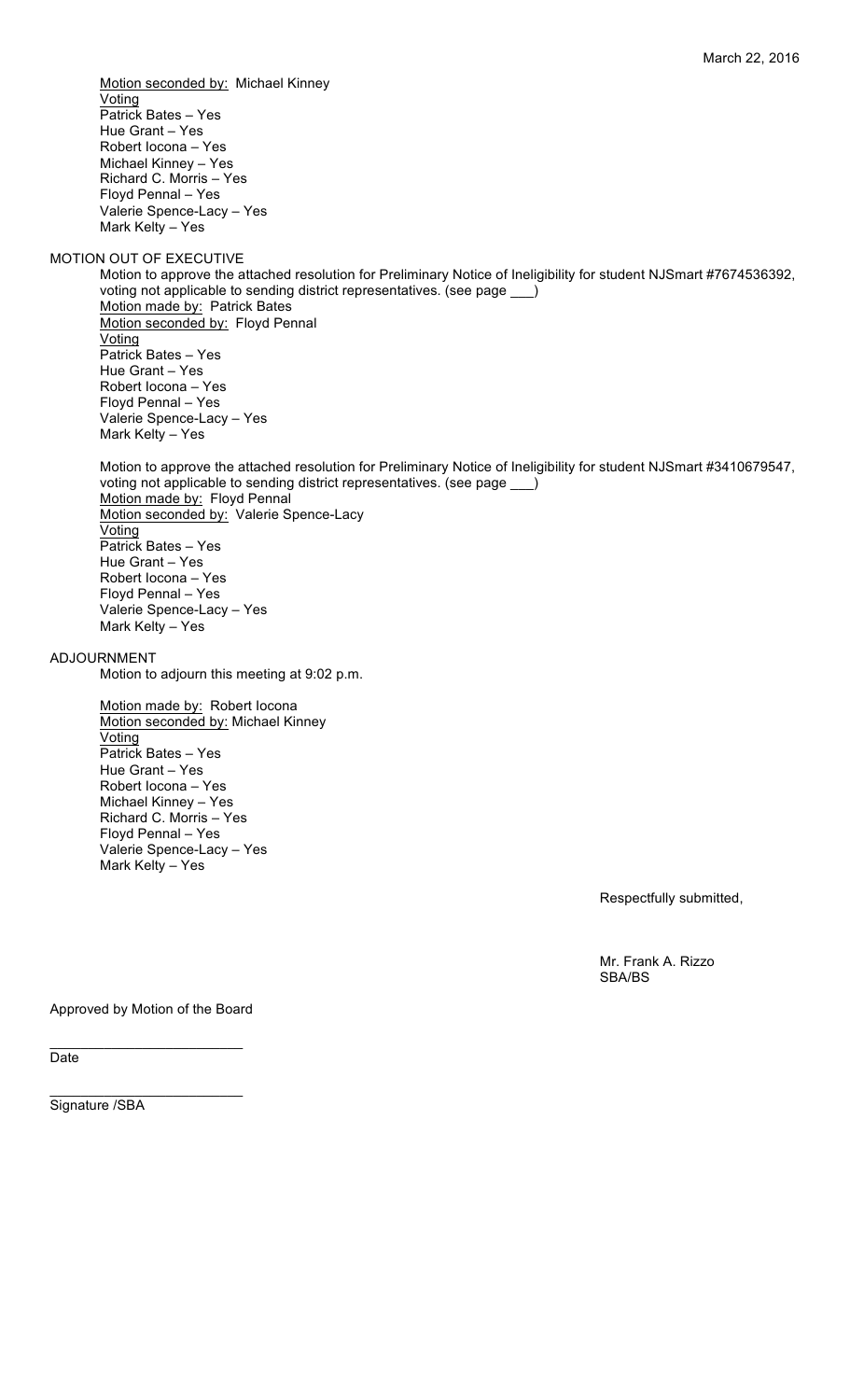Motion seconded by: Michael Kinney
Voting
Patrick Bates – Yes
Hue Grant – Yes
Robert Iocona – Yes
Michael Kinney – Yes
Richard C. Morris – Yes
Floyd Pennal – Yes
Valerie Spence-Lacy – Yes
Mark Kelty – Yes

MOTION OUT OF EXECUTIVE

Motion to approve the attached resolution for Preliminary Notice of Ineligibility for student NJSmart #7674536392, voting not applicable to sending district representatives. (see page ___)
Motion made by: Patrick Bates
Motion seconded by: Floyd Pennal
Voting
Patrick Bates – Yes
Hue Grant – Yes
Robert Iocona – Yes
Floyd Pennal – Yes
Valerie Spence-Lacy – Yes
Mark Kelty – Yes

Motion to approve the attached resolution for Preliminary Notice of Ineligibility for student NJSmart #3410679547, voting not applicable to sending district representatives. (see page ___)
Motion made by: Floyd Pennal
Motion seconded by: Valerie Spence-Lacy
Voting
Patrick Bates – Yes
Hue Grant – Yes
Robert Iocona – Yes
Floyd Pennal – Yes
Valerie Spence-Lacy – Yes
Mark Kelty – Yes

ADJOURNMENT

Motion to adjourn this meeting at 9:02 p.m.

Motion made by: Robert Iocona
Motion seconded by: Michael Kinney
Voting
Patrick Bates – Yes
Hue Grant – Yes
Robert Iocona – Yes
Michael Kinney – Yes
Richard C. Morris – Yes
Floyd Pennal – Yes
Valerie Spence-Lacy – Yes
Mark Kelty – Yes

Respectfully submitted,

Mr. Frank A. Rizzo
SBA/BS

Approved by Motion of the Board

\_\_\_\_\_\_\_\_\_\_\_\_\_\_\_\_\_\_\_\_\_\_\_\_\_
Date

\_\_\_\_\_\_\_\_\_\_\_\_\_\_\_\_\_\_\_\_\_\_\_\_\_
Signature /SBA